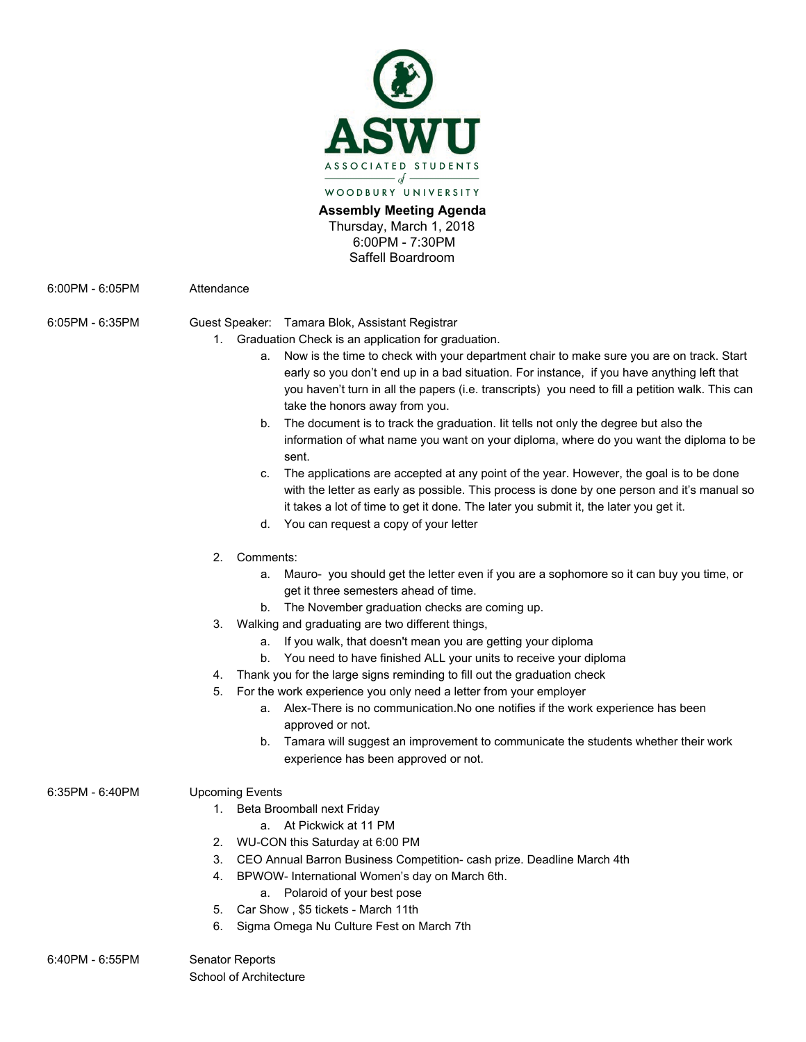ASWU

ASSOCIATED STUDENTS of WOODBURY UNIVERSITY

**Assembly Meeting Agenda**
Thursday, March 1, 2018
6:00PM - 7:30PM
Saffell Boardroom

6:00PM - 6:05PM Attendance

6:05PM - 6:35PM Guest Speaker: Tamara Blok, Assistant Registrar

1. Graduation Check is an application for graduation.
   a. Now is the time to check with your department chair to make sure you are on track. Start early so you don't end up in a bad situation. For instance, if you have anything left that you haven't turn in all the papers (i.e. transcripts) you need to fill a petition walk. This can take the honors away from you.
   b. The document is to track the graduation. Iit tells not only the degree but also the information of what name you want on your diploma, where do you want the diploma to be sent.
   c. The applications are accepted at any point of the year. However, the goal is to be done with the letter as early as possible. This process is done by one person and it's manual so it takes a lot of time to get it done. The later you submit it, the later you get it.
   d. You can request a copy of your letter

2. Comments:
   a. Mauro- you should get the letter even if you are a sophomore so it can buy you time, or get it three semesters ahead of time.
   b. The November graduation checks are coming up.
3. Walking and graduating are two different things,
   a. If you walk, that doesn't mean you are getting your diploma
   b. You need to have finished ALL your units to receive your diploma
4. Thank you for the large signs reminding to fill out the graduation check
5. For the work experience you only need a letter from your employer
   a. Alex-There is no communication.No one notifies if the work experience has been approved or not.
   b. Tamara will suggest an improvement to communicate the students whether their work experience has been approved or not.

6:35PM - 6:40PM Upcoming Events

1. Beta Broomball next Friday
   a. At Pickwick at 11 PM
2. WU-CON this Saturday at 6:00 PM
3. CEO Annual Barron Business Competition- cash prize. Deadline March 4th
4. BPWOW- International Women's day on March 6th.
   a. Polaroid of your best pose
5. Car Show , $5 tickets - March 11th
6. Sigma Omega Nu Culture Fest on March 7th

6:40PM - 6:55PM Senator Reports

School of Architecture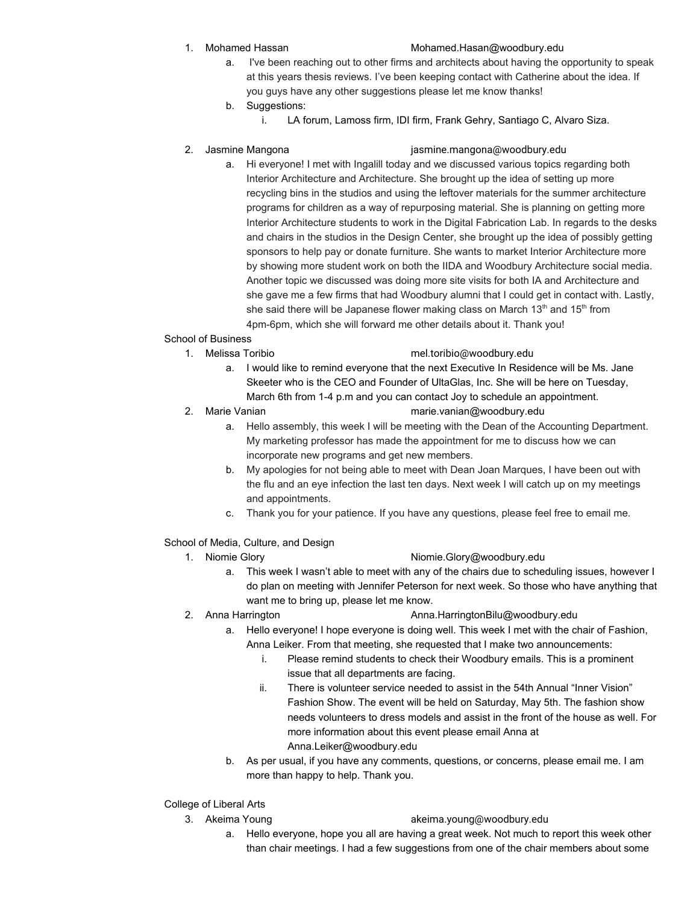1. Mohamed Hassan Mohamed.Hasan@woodbury.edu
    a. I've been reaching out to other firms and architects about having the opportunity to speak at this years thesis reviews. I've been keeping contact with Catherine about the idea. If you guys have any other suggestions please let me know thanks!
    b. Suggestions:
        i. LA forum, Lamoss firm, IDI firm, Frank Gehry, Santiago C, Alvaro Siza.

2. Jasmine Mangona jasmine.mangona@woodbury.edu
    a. Hi everyone! I met with Ingalill today and we discussed various topics regarding both Interior Architecture and Architecture. She brought up the idea of setting up more recycling bins in the studios and using the leftover materials for the summer architecture programs for children as a way of repurposing material. She is planning on getting more Interior Architecture students to work in the Digital Fabrication Lab. In regards to the desks and chairs in the studios in the Design Center, she brought up the idea of possibly getting sponsors to help pay or donate furniture. She wants to market Interior Architecture more by showing more student work on both the IIDA and Woodbury Architecture social media. Another topic we discussed was doing more site visits for both IA and Architecture and she gave me a few firms that had Woodbury alumni that I could get in contact with. Lastly, she said there will be Japanese flower making class on March 13th and 15th from 4pm-6pm, which she will forward me other details about it. Thank you!

School of Business

1. Melissa Toribio mel.toribio@woodbury.edu
    a. I would like to remind everyone that the next Executive In Residence will be Ms. Jane Skeeter who is the CEO and Founder of UltaGlas, Inc. She will be here on Tuesday, March 6th from 1-4 p.m and you can contact Joy to schedule an appointment.
2. Marie Vanian marie.vanian@woodbury.edu
    a. Hello assembly, this week I will be meeting with the Dean of the Accounting Department. My marketing professor has made the appointment for me to discuss how we can incorporate new programs and get new members.
    b. My apologies for not being able to meet with Dean Joan Marques, I have been out with the flu and an eye infection the last ten days. Next week I will catch up on my meetings and appointments.
    c. Thank you for your patience. If you have any questions, please feel free to email me.

School of Media, Culture, and Design

1. Niomie Glory Niomie.Glory@woodbury.edu
    a. This week I wasn't able to meet with any of the chairs due to scheduling issues, however I do plan on meeting with Jennifer Peterson for next week. So those who have anything that want me to bring up, please let me know.
2. Anna Harrington Anna.HarringtonBilu@woodbury.edu
    a. Hello everyone! I hope everyone is doing well. This week I met with the chair of Fashion, Anna Leiker. From that meeting, she requested that I make two announcements:
        i. Please remind students to check their Woodbury emails. This is a prominent issue that all departments are facing.
        ii. There is volunteer service needed to assist in the 54th Annual "Inner Vision" Fashion Show. The event will be held on Saturday, May 5th. The fashion show needs volunteers to dress models and assist in the front of the house as well. For more information about this event please email Anna at Anna.Leiker@woodbury.edu
    b. As per usual, if you have any comments, questions, or concerns, please email me. I am more than happy to help. Thank you.

College of Liberal Arts

3. Akeima Young akeima.young@woodbury.edu
    a. Hello everyone, hope you all are having a great week. Not much to report this week other than chair meetings. I had a few suggestions from one of the chair members about some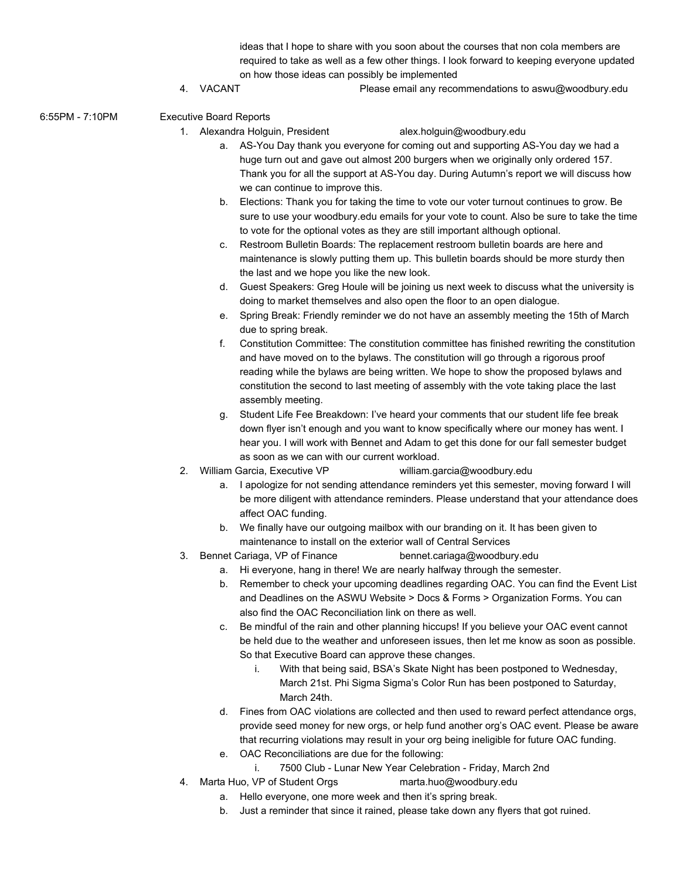ideas that I hope to share with you soon about the courses that non cola members are required to take as well as a few other things. I look forward to keeping everyone updated on how those ideas can possibly be implemented

4. VACANT Please email any recommendations to aswu@woodbury.edu

6:55PM - 7:10PM Executive Board Reports

1. Alexandra Holguin, President alex.holguin@woodbury.edu
   a. AS-You Day thank you everyone for coming out and supporting AS-You day we had a huge turn out and gave out almost 200 burgers when we originally only ordered 157. Thank you for all the support at AS-You day. During Autumn's report we will discuss how we can continue to improve this.
   b. Elections: Thank you for taking the time to vote our voter turnout continues to grow. Be sure to use your woodbury.edu emails for your vote to count. Also be sure to take the time to vote for the optional votes as they are still important although optional.
   c. Restroom Bulletin Boards: The replacement restroom bulletin boards are here and maintenance is slowly putting them up. This bulletin boards should be more sturdy then the last and we hope you like the new look.
   d. Guest Speakers: Greg Houle will be joining us next week to discuss what the university is doing to market themselves and also open the floor to an open dialogue.
   e. Spring Break: Friendly reminder we do not have an assembly meeting the 15th of March due to spring break.
   f. Constitution Committee: The constitution committee has finished rewriting the constitution and have moved on to the bylaws. The constitution will go through a rigorous proof reading while the bylaws are being written. We hope to show the proposed bylaws and constitution the second to last meeting of assembly with the vote taking place the last assembly meeting.
   g. Student Life Fee Breakdown: I've heard your comments that our student life fee break down flyer isn't enough and you want to know specifically where our money has went. I hear you. I will work with Bennet and Adam to get this done for our fall semester budget as soon as we can with our current workload.
2. William Garcia, Executive VP william.garcia@woodbury.edu
   a. I apologize for not sending attendance reminders yet this semester, moving forward I will be more diligent with attendance reminders. Please understand that your attendance does affect OAC funding.
   b. We finally have our outgoing mailbox with our branding on it. It has been given to maintenance to install on the exterior wall of Central Services
3. Bennet Cariaga, VP of Finance bennet.cariaga@woodbury.edu
   a. Hi everyone, hang in there! We are nearly halfway through the semester.
   b. Remember to check your upcoming deadlines regarding OAC. You can find the Event List and Deadlines on the ASWU Website > Docs & Forms > Organization Forms. You can also find the OAC Reconciliation link on there as well.
   c. Be mindful of the rain and other planning hiccups! If you believe your OAC event cannot be held due to the weather and unforeseen issues, then let me know as soon as possible. So that Executive Board can approve these changes.
      i. With that being said, BSA's Skate Night has been postponed to Wednesday, March 21st. Phi Sigma Sigma's Color Run has been postponed to Saturday, March 24th.
   d. Fines from OAC violations are collected and then used to reward perfect attendance orgs, provide seed money for new orgs, or help fund another org's OAC event. Please be aware that recurring violations may result in your org being ineligible for future OAC funding.
   e. OAC Reconciliations are due for the following:
      i. 7500 Club - Lunar New Year Celebration - Friday, March 2nd
4. Marta Huo, VP of Student Orgs marta.huo@woodbury.edu
   a. Hello everyone, one more week and then it's spring break.
   b. Just a reminder that since it rained, please take down any flyers that got ruined.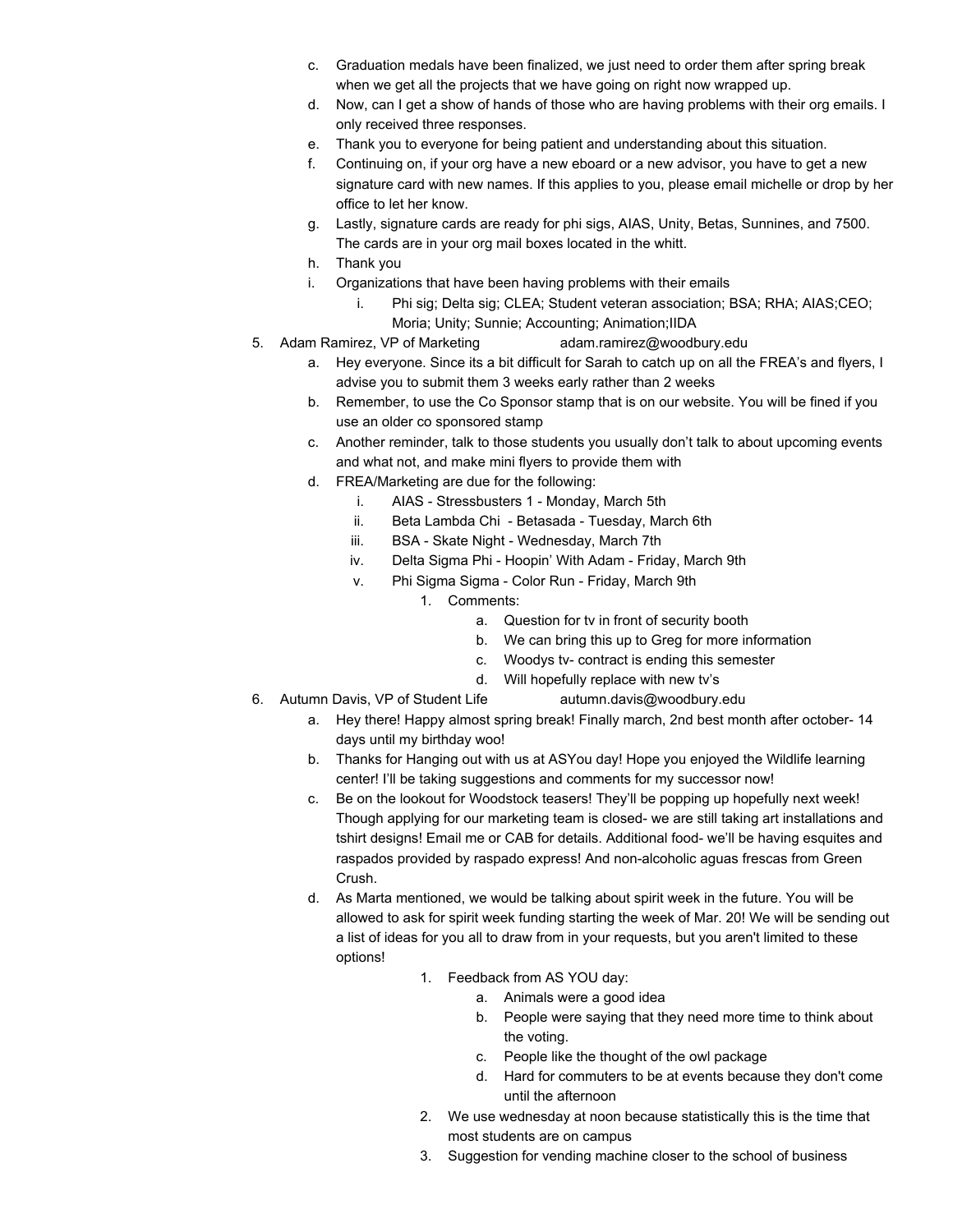c. Graduation medals have been finalized, we just need to order them after spring break when we get all the projects that we have going on right now wrapped up.
   d. Now, can I get a show of hands of those who are having problems with their org emails. I only received three responses.
   e. Thank you to everyone for being patient and understanding about this situation.
   f. Continuing on, if your org have a new eboard or a new advisor, you have to get a new signature card with new names. If this applies to you, please email michelle or drop by her office to let her know.
   g. Lastly, signature cards are ready for phi sigs, AIAS, Unity, Betas, Sunnines, and 7500. The cards are in your org mail boxes located in the whitt.
   h. Thank you
   i. Organizations that have been having problems with their emails
      i. Phi sig; Delta sig; CLEA; Student veteran association; BSA; RHA; AIAS;CEO; Moria; Unity; Sunnie; Accounting; Animation;IIDA

5. Adam Ramirez, VP of Marketing adam.ramirez@woodbury.edu
   a. Hey everyone. Since its a bit difficult for Sarah to catch up on all the FREA's and flyers, I advise you to submit them 3 weeks early rather than 2 weeks
   b. Remember, to use the Co Sponsor stamp that is on our website. You will be fined if you use an older co sponsored stamp
   c. Another reminder, talk to those students you usually don't talk to about upcoming events and what not, and make mini flyers to provide them with
   d. FREA/Marketing are due for the following:
      i. AIAS - Stressbusters 1 - Monday, March 5th
      ii. Beta Lambda Chi - Betasada - Tuesday, March 6th
      iii. BSA - Skate Night - Wednesday, March 7th
      iv. Delta Sigma Phi - Hoopin' With Adam - Friday, March 9th
      v. Phi Sigma Sigma - Color Run - Friday, March 9th
         1. Comments:
            a. Question for tv in front of security booth
            b. We can bring this up to Greg for more information
            c. Woodys tv- contract is ending this semester
            d. Will hopefully replace with new tv's

6. Autumn Davis, VP of Student Life autumn.davis@woodbury.edu
   a. Hey there! Happy almost spring break! Finally march, 2nd best month after october- 14 days until my birthday woo!
   b. Thanks for Hanging out with us at ASYou day! Hope you enjoyed the Wildlife learning center! I'll be taking suggestions and comments for my successor now!
   c. Be on the lookout for Woodstock teasers! They'll be popping up hopefully next week! Though applying for our marketing team is closed- we are still taking art installations and tshirt designs! Email me or CAB for details. Additional food- we'll be having esquites and raspados provided by raspado express! And non-alcoholic aguas frescas from Green Crush.
   d. As Marta mentioned, we would be talking about spirit week in the future. You will be allowed to ask for spirit week funding starting the week of Mar. 20! We will be sending out a list of ideas for you all to draw from in your requests, but you aren't limited to these options!
         1. Feedback from AS YOU day:
            a. Animals were a good idea
            b. People were saying that they need more time to think about the voting.
            c. People like the thought of the owl package
            d. Hard for commuters to be at events because they don't come until the afternoon
         2. We use wednesday at noon because statistically this is the time that most students are on campus
         3. Suggestion for vending machine closer to the school of business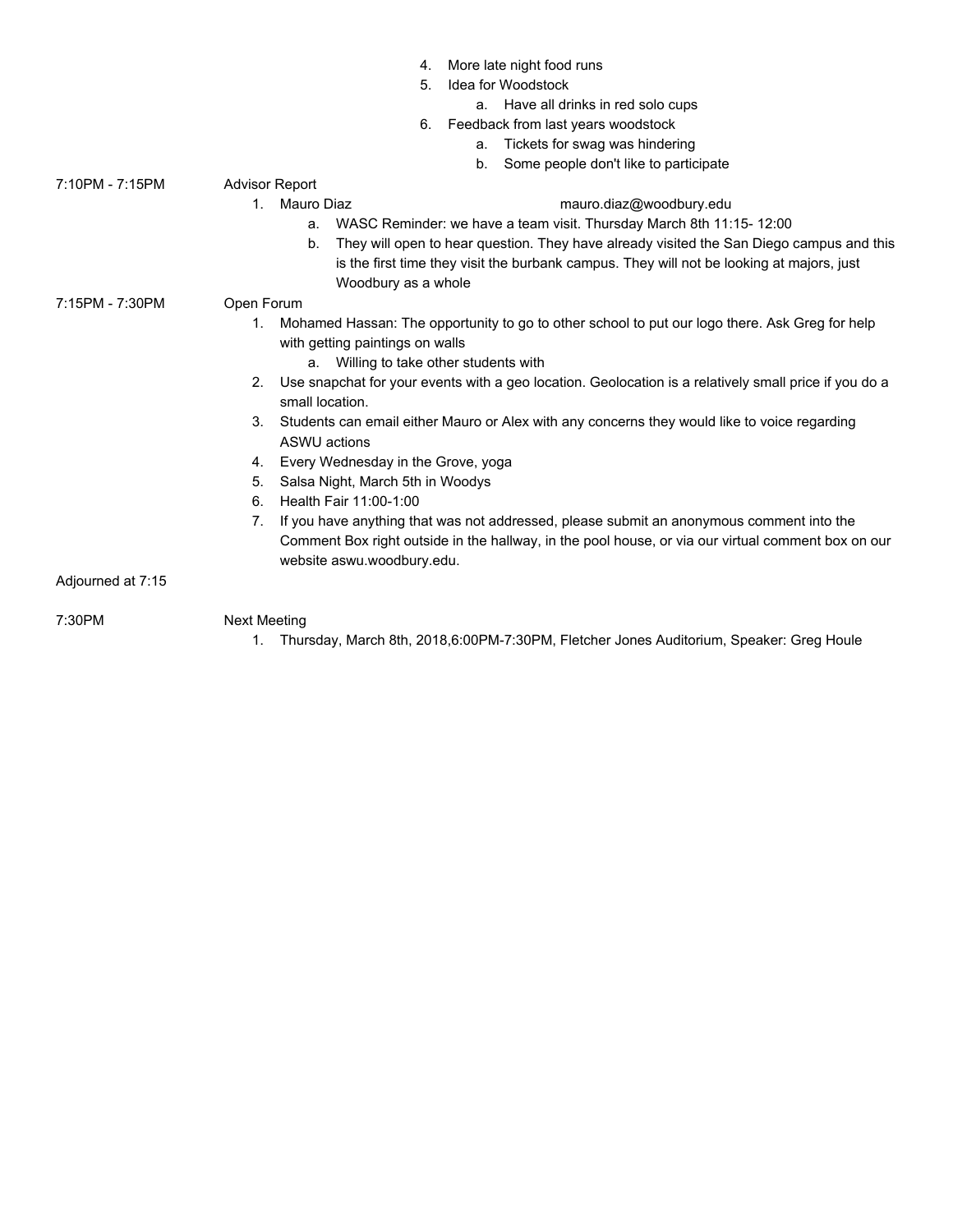4. More late night food runs
5. Idea for Woodstock
    a. Have all drinks in red solo cups
6. Feedback from last years woodstock
    a. Tickets for swag was hindering
    b. Some people don't like to participate

7:10PM - 7:15PM Advisor Report

1. Mauro Diaz mauro.diaz@woodbury.edu
    a. WASC Reminder: we have a team visit. Thursday March 8th 11:15- 12:00
    b. They will open to hear question. They have already visited the San Diego campus and this is the first time they visit the burbank campus. They will not be looking at majors, just Woodbury as a whole

7:15PM - 7:30PM Open Forum

1. Mohamed Hassan: The opportunity to go to other school to put our logo there. Ask Greg for help with getting paintings on walls
    a. Willing to take other students with
2. Use snapchat for your events with a geo location. Geolocation is a relatively small price if you do a small location.
3. Students can email either Mauro or Alex with any concerns they would like to voice regarding ASWU actions
4. Every Wednesday in the Grove, yoga
5. Salsa Night, March 5th in Woodys
6. Health Fair 11:00-1:00
7. If you have anything that was not addressed, please submit an anonymous comment into the Comment Box right outside in the hallway, in the pool house, or via our virtual comment box on our website aswu.woodbury.edu.

Adjourned at 7:15

7:30PM Next Meeting

1. Thursday, March 8th, 2018,6:00PM-7:30PM, Fletcher Jones Auditorium, Speaker: Greg Houle